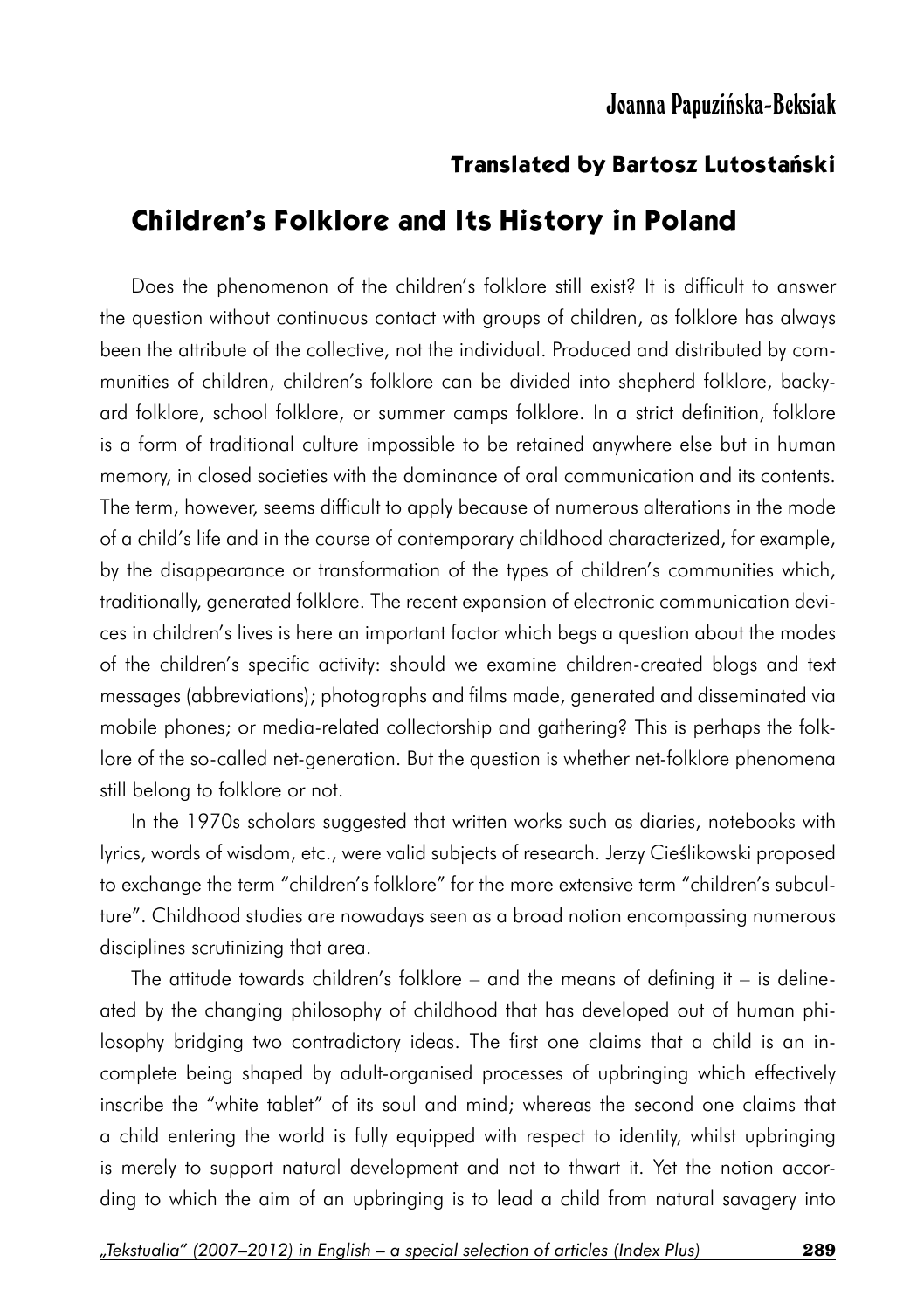Joanna Papuzińska-Beksiak

**Translated by Bartosz Lutostański**

# Children's Folklore and Its History in Poland

Does the phenomenon of the children's folklore still exist? It is difficult to answer the question without continuous contact with groups of children, as folklore has always been the attribute of the collective, not the individual. Produced and distributed by communities of children, children's folklore can be divided into shepherd folklore, backyard folklore, school folklore, or summer camps folklore. In a strict definition, folklore is a form of traditional culture impossible to be retained anywhere else but in human memory, in closed societies with the dominance of oral communication and its contents. The term, however, seems difficult to apply because of numerous alterations in the mode of a child's life and in the course of contemporary childhood characterized, for example, by the disappearance or transformation of the types of children's communities which, traditionally, generated folklore. The recent expansion of electronic communication devices in children's lives is here an important factor which begs a question about the modes of the children's specific activity: should we examine children-created blogs and text messages (abbreviations); photographs and films made, generated and disseminated via mobile phones; or media-related collectorship and gathering? This is perhaps the folklore of the so-called net-generation. But the question is whether net-folklore phenomena still belong to folklore or not.

In the 1970s scholars suggested that written works such as diaries, notebooks with lyrics, words of wisdom, etc., were valid subjects of research. Jerzy Cieślikowski proposed to exchange the term "children's folklore" for the more extensive term "children's subculture". Childhood studies are nowadays seen as a broad notion encompassing numerous disciplines scrutinizing that area.

The attitude towards children's folklore – and the means of defining it – is delineated by the changing philosophy of childhood that has developed out of human philosophy bridging two contradictory ideas. The first one claims that a child is an incomplete being shaped by adult-organised processes of upbringing which effectively inscribe the "white tablet" of its soul and mind; whereas the second one claims that a child entering the world is fully equipped with respect to identity, whilst upbringing is merely to support natural development and not to thwart it. Yet the notion according to which the aim of an upbringing is to lead a child from natural savagery into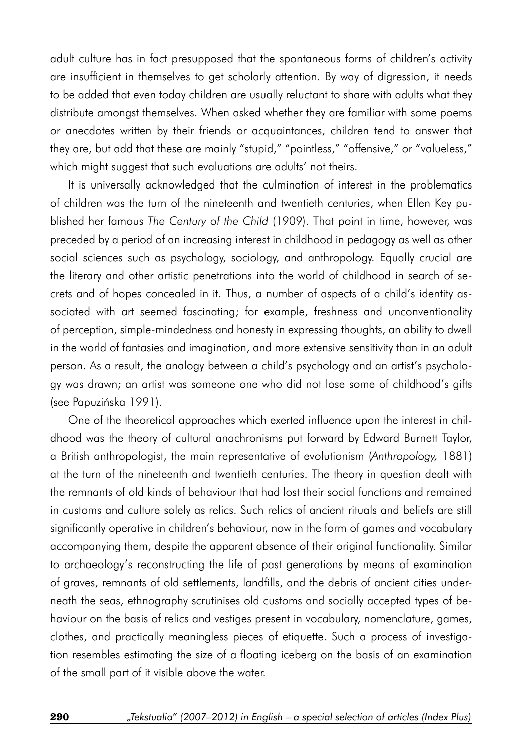adult culture has in fact presupposed that the spontaneous forms of children's activity are insufficient in themselves to get scholarly attention. By way of digression, it needs to be added that even today children are usually reluctant to share with adults what they distribute amongst themselves. When asked whether they are familiar with some poems or anecdotes written by their friends or acquaintances, children tend to answer that they are, but add that these are mainly "stupid," "pointless," "offensive," or "valueless," which might suggest that such evaluations are adults' not theirs.

It is universally acknowledged that the culmination of interest in the problematics of children was the turn of the nineteenth and twentieth centuries, when Ellen Key published her famous *The Century of the Child* (1909). That point in time, however, was preceded by a period of an increasing interest in childhood in pedagogy as well as other social sciences such as psychology, sociology, and anthropology. Equally crucial are the literary and other artistic penetrations into the world of childhood in search of secrets and of hopes concealed in it. Thus, a number of aspects of a child's identity associated with art seemed fascinating; for example, freshness and unconventionality of perception, simple-mindedness and honesty in expressing thoughts, an ability to dwell in the world of fantasies and imagination, and more extensive sensitivity than in an adult person. As a result, the analogy between a child's psychology and an artist's psychology was drawn; an artist was someone one who did not lose some of childhood's gifts (see Papuzińska 1991).

One of the theoretical approaches which exerted influence upon the interest in childhood was the theory of cultural anachronisms put forward by Edward Burnett Taylor, a British anthropologist, the main representative of evolutionism (*Anthropology,* 1881) at the turn of the nineteenth and twentieth centuries. The theory in question dealt with the remnants of old kinds of behaviour that had lost their social functions and remained in customs and culture solely as relics. Such relics of ancient rituals and beliefs are still significantly operative in children's behaviour, now in the form of games and vocabulary accompanying them, despite the apparent absence of their original functionality. Similar to archaeology's reconstructing the life of past generations by means of examination of graves, remnants of old settlements, landfills, and the debris of ancient cities underneath the seas, ethnography scrutinises old customs and socially accepted types of behaviour on the basis of relics and vestiges present in vocabulary, nomenclature, games, clothes, and practically meaningless pieces of etiquette. Such a process of investigation resembles estimating the size of a floating iceberg on the basis of an examination of the small part of it visible above the water.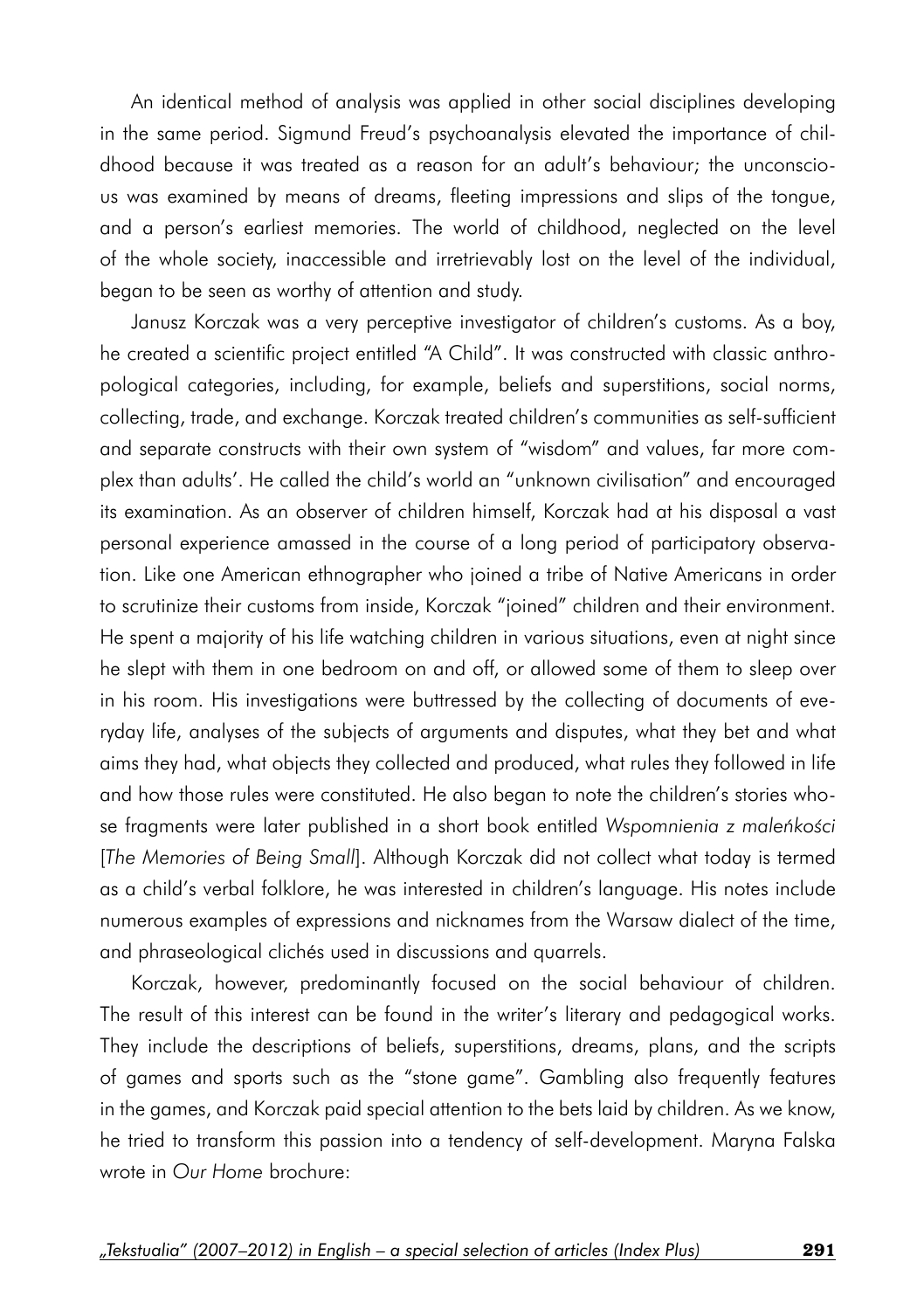An identical method of analysis was applied in other social disciplines developing in the same period. Sigmund Freud's psychoanalysis elevated the importance of childhood because it was treated as a reason for an adult's behaviour; the unconscious was examined by means of dreams, fleeting impressions and slips of the tongue, and a person's earliest memories. The world of childhood, neglected on the level of the whole society, inaccessible and irretrievably lost on the level of the individual, began to be seen as worthy of attention and study.

Janusz Korczak was a very perceptive investigator of children's customs. As a boy, he created a scientific project entitled "A Child". It was constructed with classic anthropological categories, including, for example, beliefs and superstitions, social norms, collecting, trade, and exchange. Korczak treated children's communities as self-sufficient and separate constructs with their own system of "wisdom" and values, far more complex than adults'. He called the child's world an "unknown civilisation" and encouraged its examination. As an observer of children himself, Korczak had at his disposal a vast personal experience amassed in the course of a long period of participatory observation. Like one American ethnographer who joined a tribe of Native Americans in order to scrutinize their customs from inside, Korczak "joined" children and their environment. He spent a majority of his life watching children in various situations, even at night since he slept with them in one bedroom on and off, or allowed some of them to sleep over in his room. His investigations were buttressed by the collecting of documents of everyday life, analyses of the subjects of arguments and disputes, what they bet and what aims they had, what objects they collected and produced, what rules they followed in life and how those rules were constituted. He also began to note the children's stories whose fragments were later published in a short book entitled *Wspomnienia z maleńkości* [*The Memories of Being Small*]. Although Korczak did not collect what today is termed as a child's verbal folklore, he was interested in children's language. His notes include numerous examples of expressions and nicknames from the Warsaw dialect of the time, and phraseological clichés used in discussions and quarrels.

Korczak, however, predominantly focused on the social behaviour of children. The result of this interest can be found in the writer's literary and pedagogical works. They include the descriptions of beliefs, superstitions, dreams, plans, and the scripts of games and sports such as the "stone game". Gambling also frequently features in the games, and Korczak paid special attention to the bets laid by children. As we know, he tried to transform this passion into a tendency of self-development. Maryna Falska wrote in *Our Home* brochure: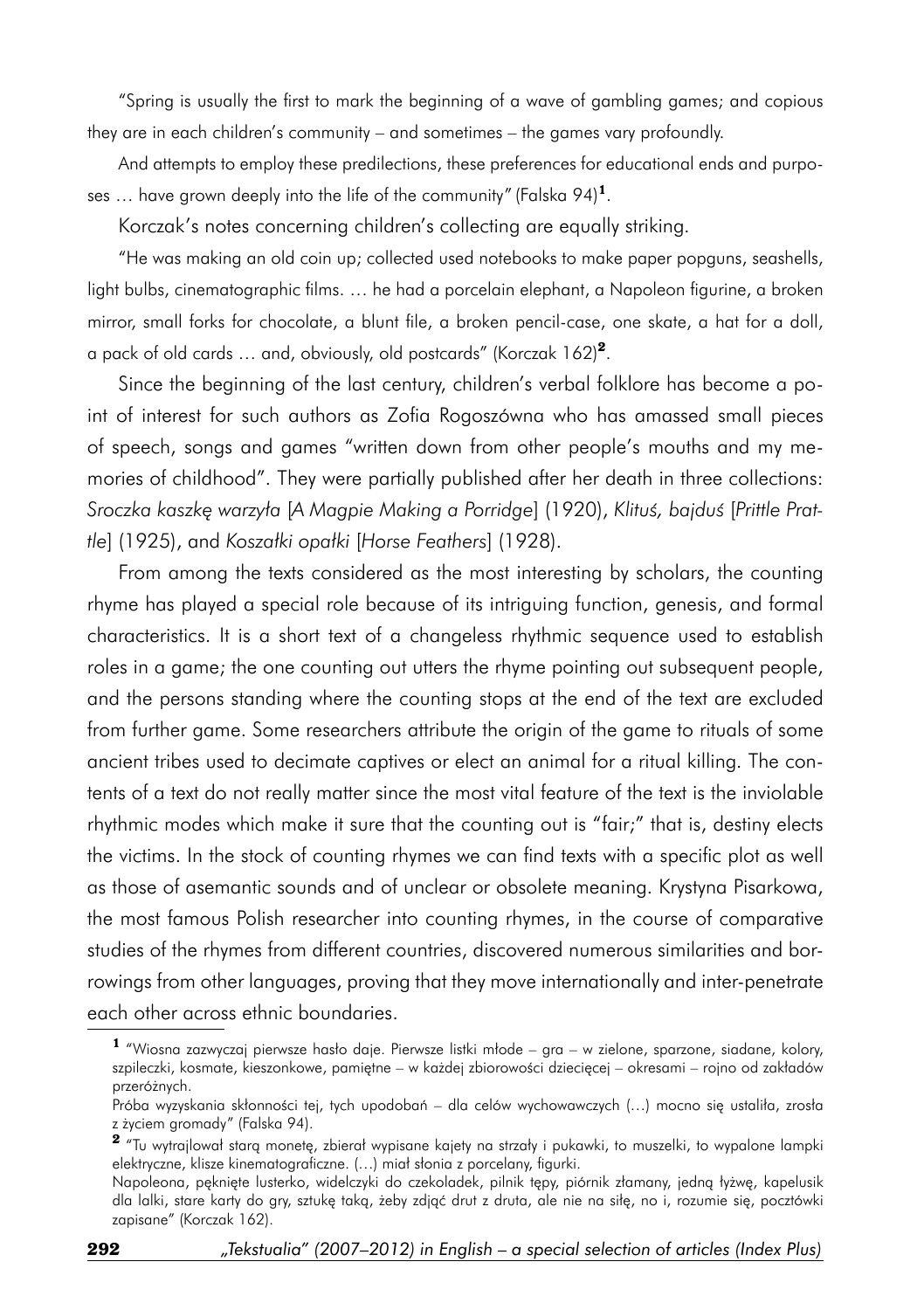"Spring is usually the first to mark the beginning of a wave of gambling games; and copious they are in each children's community – and sometimes – the games vary profoundly.

And attempts to employ these predilections, these preferences for educational ends and purposes … have grown deeply into the life of the community" (Falska 94)[1].

Korczak's notes concerning children's collecting are equally striking.

"He was making an old coin up; collected used notebooks to make paper popguns, seashells, light bulbs, cinematographic films. … he had a porcelain elephant, a Napoleon figurine, a broken mirror, small forks for chocolate, a blunt file, a broken pencil-case, one skate, a hat for a doll, a pack of old cards … and, obviously, old postcards" (Korczak 162)[2].

Since the beginning of the last century, children's verbal folklore has become a point of interest for such authors as Zofia Rogoszówna who has amassed small pieces of speech, songs and games "written down from other people's mouths and my memories of childhood". They were partially published after her death in three collections: *Sroczka kaszkę warzyła* [*A Magpie Making a Porridge*] (1920), *Klituś, bajduś* [*Prittle Prattle*] (1925), and *Koszałki opałki* [*Horse Feathers*] (1928).

From among the texts considered as the most interesting by scholars, the counting rhyme has played a special role because of its intriguing function, genesis, and formal characteristics. It is a short text of a changeless rhythmic sequence used to establish roles in a game; the one counting out utters the rhyme pointing out subsequent people, and the persons standing where the counting stops at the end of the text are excluded from further game. Some researchers attribute the origin of the game to rituals of some ancient tribes used to decimate captives or elect an animal for a ritual killing. The contents of a text do not really matter since the most vital feature of the text is the inviolable rhythmic modes which make it sure that the counting out is "fair;" that is, destiny elects the victims. In the stock of counting rhymes we can find texts with a specific plot as well as those of asemantic sounds and of unclear or obsolete meaning. Krystyna Pisarkowa, the most famous Polish researcher into counting rhymes, in the course of comparative studies of the rhymes from different countries, discovered numerous similarities and borrowings from other languages, proving that they move internationally and inter-penetrate each other across ethnic boundaries.

---

[1] "Wiosna zazwyczaj pierwsze hasło daje. Pierwsze listki młode – gra – w zielone, sparzone, siadane, kolory, szpileczki, kosmate, kieszonkowe, pamiętne – w każdej zbiorowości dziecięcej – okresami – rojno od zakładów przeróżnych.

Próba wyzyskania skłonności tej, tych upodobań – dla celów wychowawczych (…) mocno się ustaliła, zrosła z życiem gromady" (Falska 94).

[2] "Tu wytrajlował starą monetę, zbierał wypisane kajety na strzały i pukawki, to muszelki, to wypalone lampki elektryczne, klisze kinematograficzne. (…) miał słonia z porcelany, figurki.

Napoleona, pęknięte lusterko, widelczyki do czekoladek, pilnik tępy, piórnik złamany, jedną łyżwę, kapelusik dla lalki, stare karty do gry, sztukę taką, żeby zdjąć drut z druta, ale nie na siłę, no i, rozumie się, pocztówki zapisane" (Korczak 162).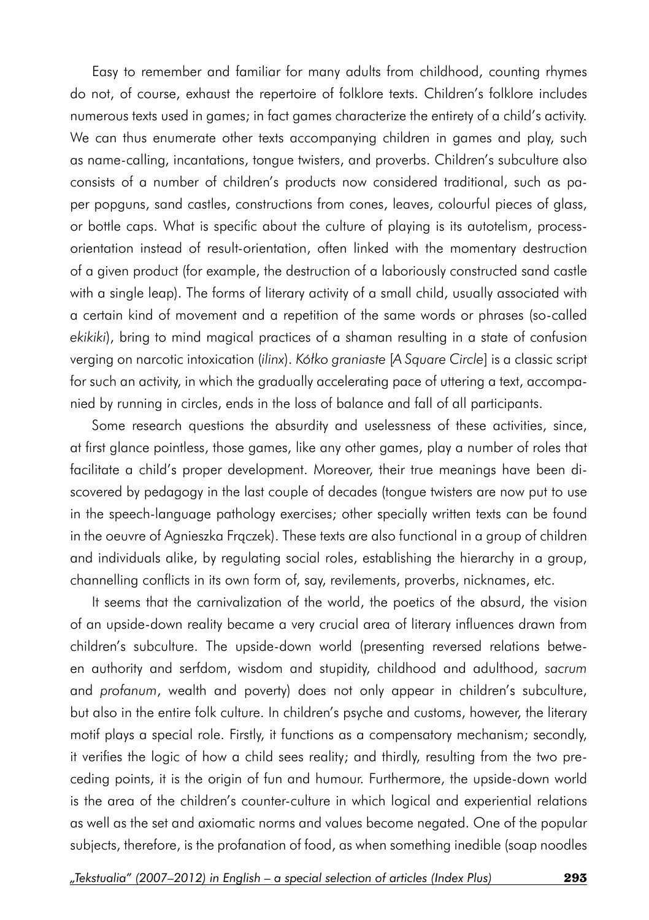Easy to remember and familiar for many adults from childhood, counting rhymes do not, of course, exhaust the repertoire of folklore texts. Children's folklore includes numerous texts used in games; in fact games characterize the entirety of a child's activity. We can thus enumerate other texts accompanying children in games and play, such as name-calling, incantations, tongue twisters, and proverbs. Children's subculture also consists of a number of children's products now considered traditional, such as paper popguns, sand castles, constructions from cones, leaves, colourful pieces of glass, or bottle caps. What is specific about the culture of playing is its autotelism, process-orientation instead of result-orientation, often linked with the momentary destruction of a given product (for example, the destruction of a laboriously constructed sand castle with a single leap). The forms of literary activity of a small child, usually associated with a certain kind of movement and a repetition of the same words or phrases (so-called *ekikiki*), bring to mind magical practices of a shaman resulting in a state of confusion verging on narcotic intoxication (*ilinx*). *Kółko graniaste* [*A Square Circle*] is a classic script for such an activity, in which the gradually accelerating pace of uttering a text, accompanied by running in circles, ends in the loss of balance and fall of all participants.

Some research questions the absurdity and uselessness of these activities, since, at first glance pointless, those games, like any other games, play a number of roles that facilitate a child's proper development. Moreover, their true meanings have been discovered by pedagogy in the last couple of decades (tongue twisters are now put to use in the speech-language pathology exercises; other specially written texts can be found in the oeuvre of Agnieszka Frączek). These texts are also functional in a group of children and individuals alike, by regulating social roles, establishing the hierarchy in a group, channelling conflicts in its own form of, say, revilements, proverbs, nicknames, etc.

It seems that the carnivalization of the world, the poetics of the absurd, the vision of an upside-down reality became a very crucial area of literary influences drawn from children's subculture. The upside-down world (presenting reversed relations between authority and serfdom, wisdom and stupidity, childhood and adulthood, *sacrum* and *profanum*, wealth and poverty) does not only appear in children's subculture, but also in the entire folk culture. In children's psyche and customs, however, the literary motif plays a special role. Firstly, it functions as a compensatory mechanism; secondly, it verifies the logic of how a child sees reality; and thirdly, resulting from the two preceding points, it is the origin of fun and humour. Furthermore, the upside-down world is the area of the children's counter-culture in which logical and experiential relations as well as the set and axiomatic norms and values become negated. One of the popular subjects, therefore, is the profanation of food, as when something inedible (soap noodles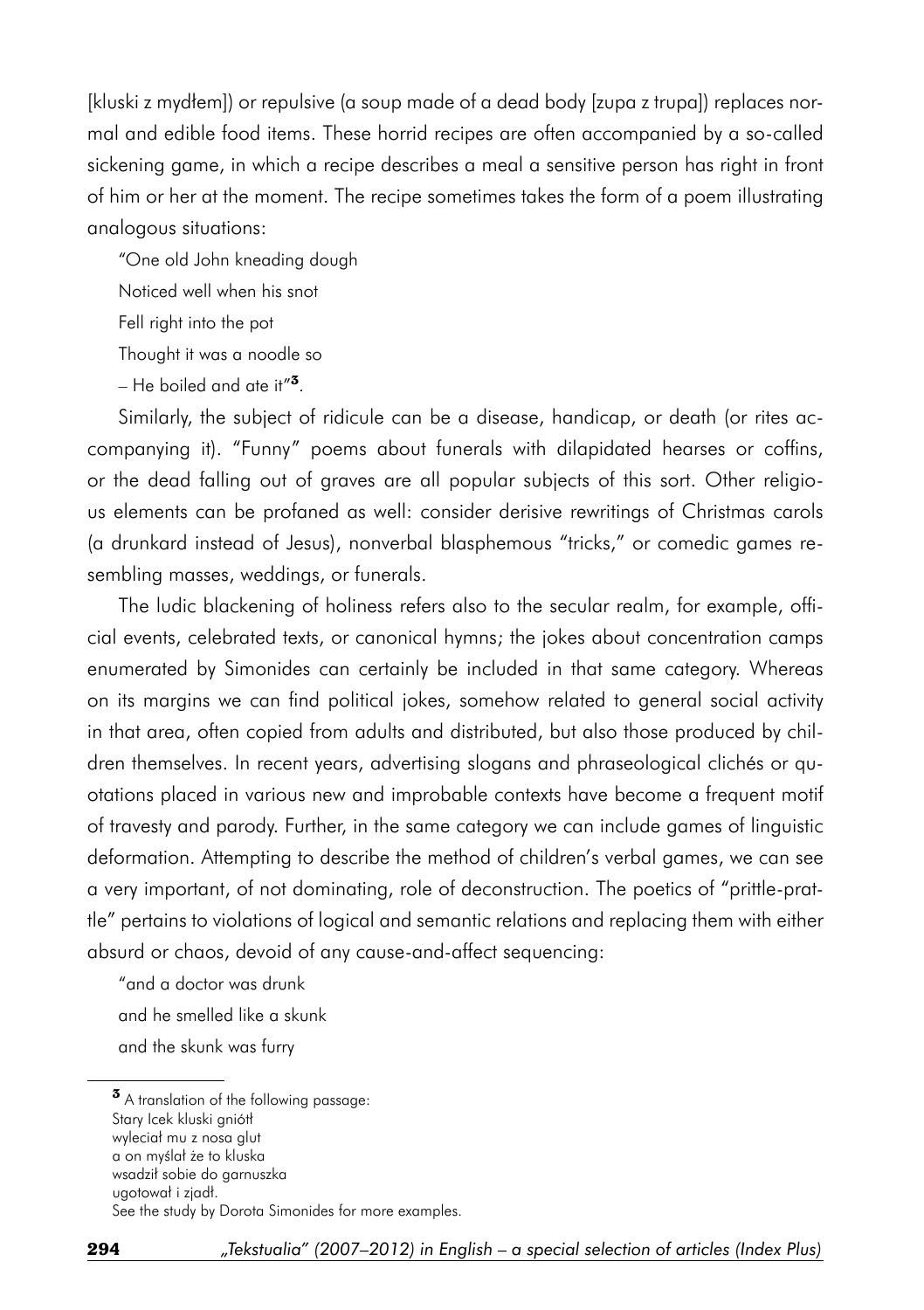[kluski z mydłem]) or repulsive (a soup made of a dead body [zupa z trupa]) replaces normal and edible food items. These horrid recipes are often accompanied by a so-called sickening game, in which a recipe describes a meal a sensitive person has right in front of him or her at the moment. The recipe sometimes takes the form of a poem illustrating analogous situations:

"One old John kneading dough  
Noticed well when his snot  
Fell right into the pot  
Thought it was a noodle so  
– He boiled and ate it"[3].

Similarly, the subject of ridicule can be a disease, handicap, or death (or rites accompanying it). "Funny" poems about funerals with dilapidated hearses or coffins, or the dead falling out of graves are all popular subjects of this sort. Other religious elements can be profaned as well: consider derisive rewritings of Christmas carols (a drunkard instead of Jesus), nonverbal blasphemous "tricks," or comedic games resembling masses, weddings, or funerals.

The ludic blackening of holiness refers also to the secular realm, for example, official events, celebrated texts, or canonical hymns; the jokes about concentration camps enumerated by Simonides can certainly be included in that same category. Whereas on its margins we can find political jokes, somehow related to general social activity in that area, often copied from adults and distributed, but also those produced by children themselves. In recent years, advertising slogans and phraseological clichés or quotations placed in various new and improbable contexts have become a frequent motif of travesty and parody. Further, in the same category we can include games of linguistic deformation. Attempting to describe the method of children's verbal games, we can see a very important, of not dominating, role of deconstruction. The poetics of "prittle-prattle" pertains to violations of logical and semantic relations and replacing them with either absurd or chaos, devoid of any cause-and-affect sequencing:

"and a doctor was drunk  
and he smelled like a skunk  
and the skunk was furry

---

[3] A translation of the following passage:  
Stary Icek kluski gniótł  
wyleciał mu z nosa glut  
a on myślał że to kluska  
wsadził sobie do garnuszka  
ugotował i zjadł.  
See the study by Dorota Simonides for more examples.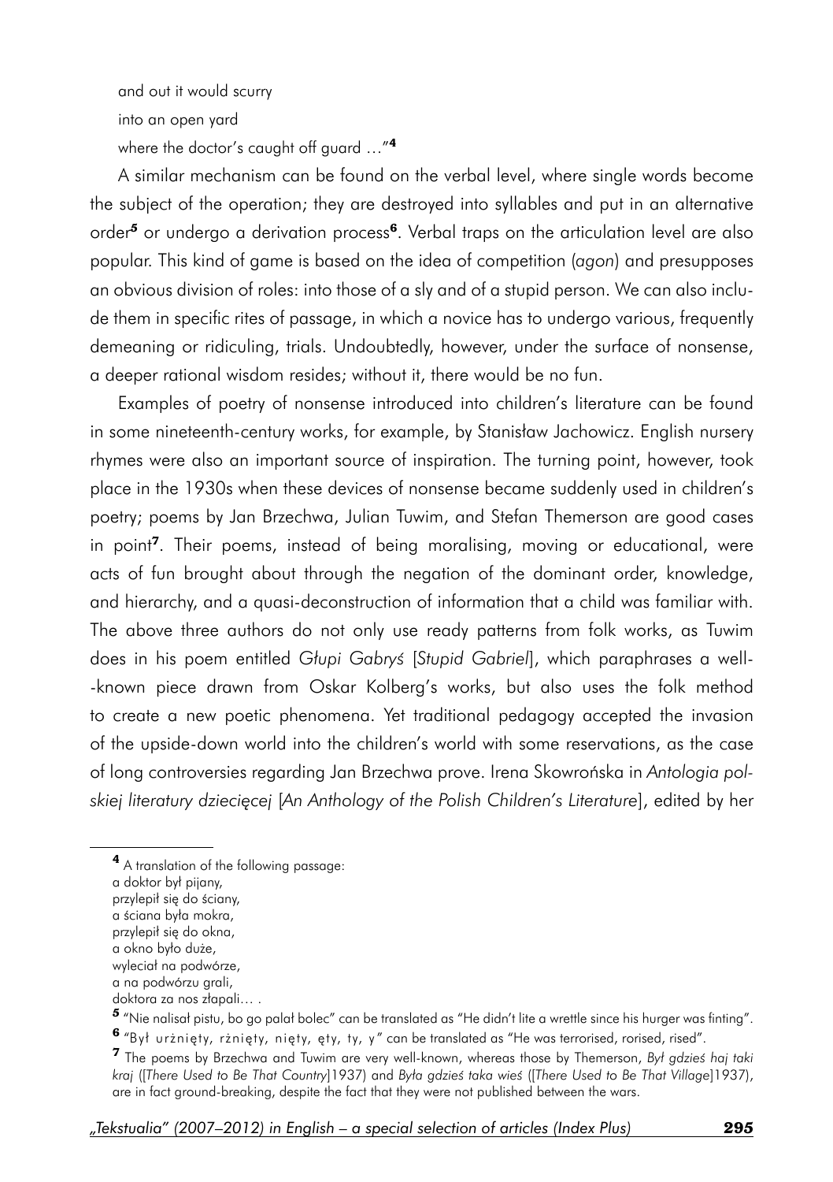and out it would scurry

into an open yard

where the doctor's caught off guard …"[4]

A similar mechanism can be found on the verbal level, where single words become the subject of the operation; they are destroyed into syllables and put in an alternative order[5] or undergo a derivation process[6]. Verbal traps on the articulation level are also popular. This kind of game is based on the idea of competition (*agon*) and presupposes an obvious division of roles: into those of a sly and of a stupid person. We can also include them in specific rites of passage, in which a novice has to undergo various, frequently demeaning or ridiculing, trials. Undoubtedly, however, under the surface of nonsense, a deeper rational wisdom resides; without it, there would be no fun.

Examples of poetry of nonsense introduced into children's literature can be found in some nineteenth-century works, for example, by Stanisław Jachowicz. English nursery rhymes were also an important source of inspiration. The turning point, however, took place in the 1930s when these devices of nonsense became suddenly used in children's poetry; poems by Jan Brzechwa, Julian Tuwim, and Stefan Themerson are good cases in point[7]. Their poems, instead of being moralising, moving or educational, were acts of fun brought about through the negation of the dominant order, knowledge, and hierarchy, and a quasi-deconstruction of information that a child was familiar with. The above three authors do not only use ready patterns from folk works, as Tuwim does in his poem entitled *Głupi Gabryś* [*Stupid Gabriel*], which paraphrases a well--known piece drawn from Oskar Kolberg's works, but also uses the folk method to create a new poetic phenomena. Yet traditional pedagogy accepted the invasion of the upside-down world into the children's world with some reservations, as the case of long controversies regarding Jan Brzechwa prove. Irena Skowrońska in *Antologia polskiej literatury dziecięcej* [*An Anthology of the Polish Children's Literature*], edited by her

---

[4] A translation of the following passage:
a doktor był pijany,
przylepił się do ściany,
a ściana była mokra,
przylepił się do okna,
a okno było duże,
wyleciał na podwórze,
a na podwórzu grali,
doktora za nos złapali… .

[5] "Nie nalisał pistu, bo go palał bolec" can be translated as "He didn't lite a wrettle since his hurger was finting".

[6] "Był urżnięty, rżnięty, nięty, ęty, ty, y" can be translated as "He was terrorised, rorised, rised".

[7] The poems by Brzechwa and Tuwim are very well-known, whereas those by Themerson, *Był gdzieś haj taki kraj* ([*There Used to Be That Country*]1937) and *Była gdzieś taka wieś* ([*There Used to Be That Village*]1937), are in fact ground-breaking, despite the fact that they were not published between the wars.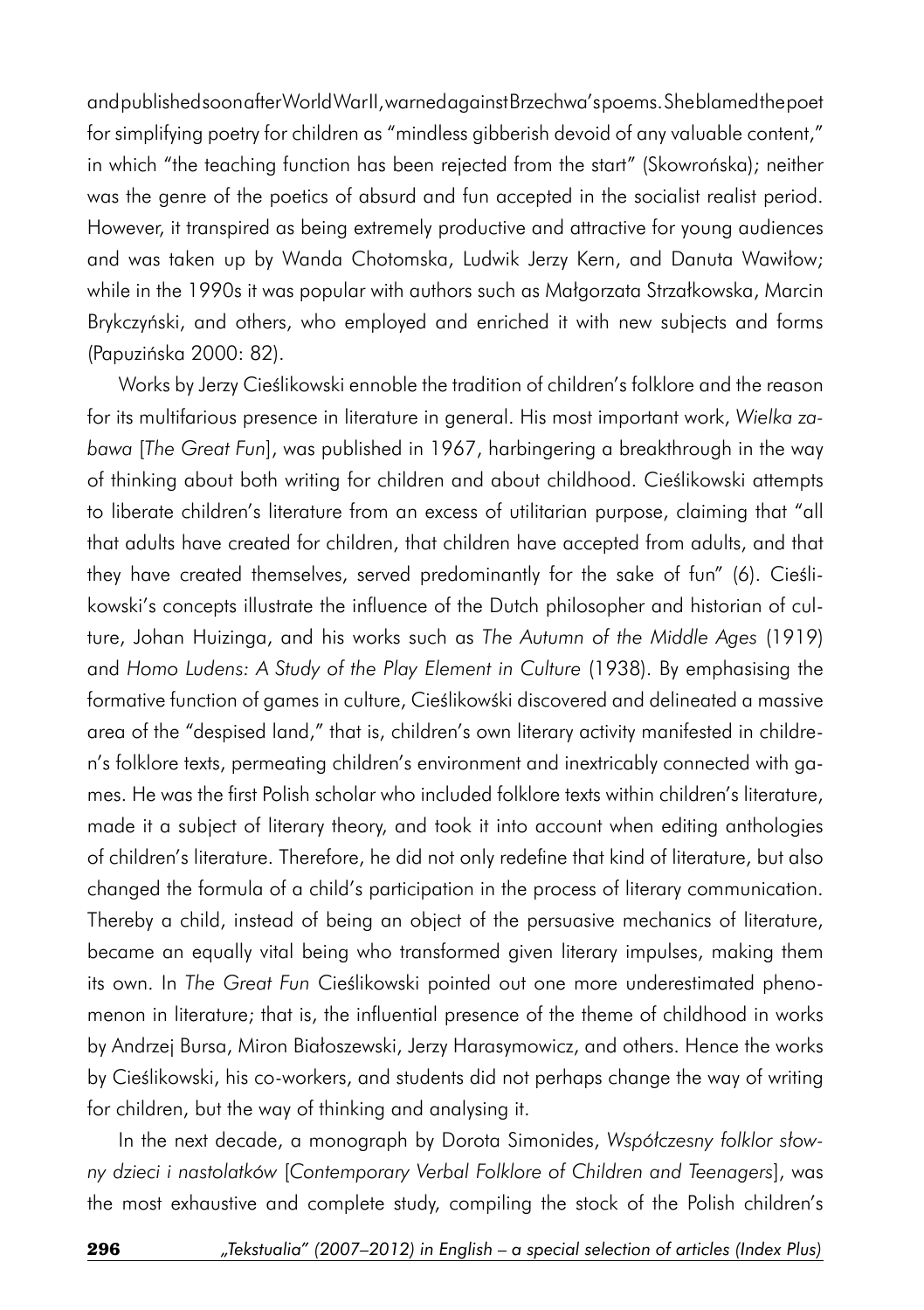and published soon after World War II, warned against Brzechwa's poems. She blamed the poet for simplifying poetry for children as "mindless gibberish devoid of any valuable content," in which "the teaching function has been rejected from the start" (Skowrońska); neither was the genre of the poetics of absurd and fun accepted in the socialist realist period. However, it transpired as being extremely productive and attractive for young audiences and was taken up by Wanda Chotomska, Ludwik Jerzy Kern, and Danuta Wawiłow; while in the 1990s it was popular with authors such as Małgorzata Strzałkowska, Marcin Brykczyński, and others, who employed and enriched it with new subjects and forms (Papuzińska 2000: 82).

Works by Jerzy Cieślikowski ennoble the tradition of children's folklore and the reason for its multifarious presence in literature in general. His most important work, *Wielka zabawa* [*The Great Fun*], was published in 1967, harbingering a breakthrough in the way of thinking about both writing for children and about childhood. Cieślikowski attempts to liberate children's literature from an excess of utilitarian purpose, claiming that "all that adults have created for children, that children have accepted from adults, and that they have created themselves, served predominantly for the sake of fun" (6). Cieślikowski's concepts illustrate the influence of the Dutch philosopher and historian of culture, Johan Huizinga, and his works such as *The Autumn of the Middle Ages* (1919) and *Homo Ludens: A Study of the Play Element in Culture* (1938). By emphasising the formative function of games in culture, Cieślikowśki discovered and delineated a massive area of the "despised land," that is, children's own literary activity manifested in children's folklore texts, permeating children's environment and inextricably connected with games. He was the first Polish scholar who included folklore texts within children's literature, made it a subject of literary theory, and took it into account when editing anthologies of children's literature. Therefore, he did not only redefine that kind of literature, but also changed the formula of a child's participation in the process of literary communication. Thereby a child, instead of being an object of the persuasive mechanics of literature, became an equally vital being who transformed given literary impulses, making them its own. In *The Great Fun* Cieślikowski pointed out one more underestimated phenomenon in literature; that is, the influential presence of the theme of childhood in works by Andrzej Bursa, Miron Białoszewski, Jerzy Harasymowicz, and others. Hence the works by Cieślikowski, his co-workers, and students did not perhaps change the way of writing for children, but the way of thinking and analysing it.

In the next decade, a monograph by Dorota Simonides, *Współczesny folklor słowny dzieci i nastolatków* [*Contemporary Verbal Folklore of Children and Teenagers*], was the most exhaustive and complete study, compiling the stock of the Polish children's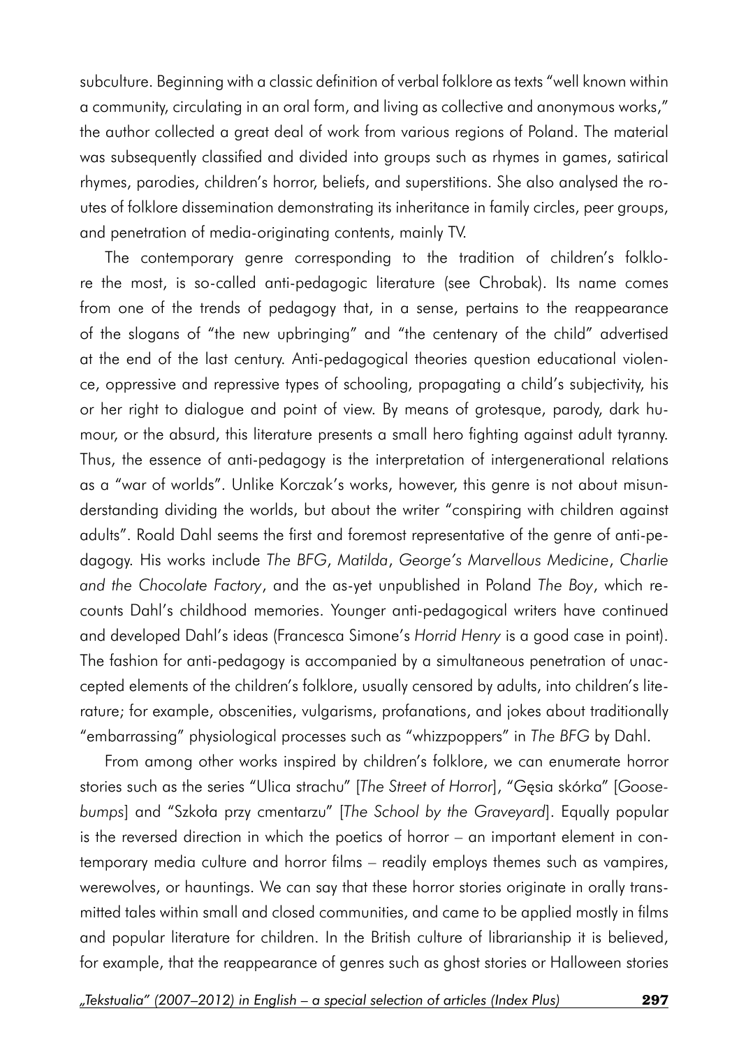subculture. Beginning with a classic definition of verbal folklore as texts "well known within a community, circulating in an oral form, and living as collective and anonymous works," the author collected a great deal of work from various regions of Poland. The material was subsequently classified and divided into groups such as rhymes in games, satirical rhymes, parodies, children's horror, beliefs, and superstitions. She also analysed the routes of folklore dissemination demonstrating its inheritance in family circles, peer groups, and penetration of media-originating contents, mainly TV.

The contemporary genre corresponding to the tradition of children's folklore the most, is so-called anti-pedagogic literature (see Chrobak). Its name comes from one of the trends of pedagogy that, in a sense, pertains to the reappearance of the slogans of "the new upbringing" and "the centenary of the child" advertised at the end of the last century. Anti-pedagogical theories question educational violence, oppressive and repressive types of schooling, propagating a child's subjectivity, his or her right to dialogue and point of view. By means of grotesque, parody, dark humour, or the absurd, this literature presents a small hero fighting against adult tyranny. Thus, the essence of anti-pedagogy is the interpretation of intergenerational relations as a "war of worlds". Unlike Korczak's works, however, this genre is not about misunderstanding dividing the worlds, but about the writer "conspiring with children against adults". Roald Dahl seems the first and foremost representative of the genre of anti-pedagogy. His works include *The BFG*, *Matilda*, *George's Marvellous Medicine*, *Charlie and the Chocolate Factory*, and the as-yet unpublished in Poland *The Boy*, which recounts Dahl's childhood memories. Younger anti-pedagogical writers have continued and developed Dahl's ideas (Francesca Simone's *Horrid Henry* is a good case in point). The fashion for anti-pedagogy is accompanied by a simultaneous penetration of unaccepted elements of the children's folklore, usually censored by adults, into children's literature; for example, obscenities, vulgarisms, profanations, and jokes about traditionally "embarrassing" physiological processes such as "whizzpoppers" in *The BFG* by Dahl.

From among other works inspired by children's folklore, we can enumerate horror stories such as the series "Ulica strachu" [*The Street of Horror*], "Gęsia skórka" [*Goosebumps*] and "Szkoła przy cmentarzu" [*The School by the Graveyard*]. Equally popular is the reversed direction in which the poetics of horror – an important element in contemporary media culture and horror films – readily employs themes such as vampires, werewolves, or hauntings. We can say that these horror stories originate in orally transmitted tales within small and closed communities, and came to be applied mostly in films and popular literature for children. In the British culture of librarianship it is believed, for example, that the reappearance of genres such as ghost stories or Halloween stories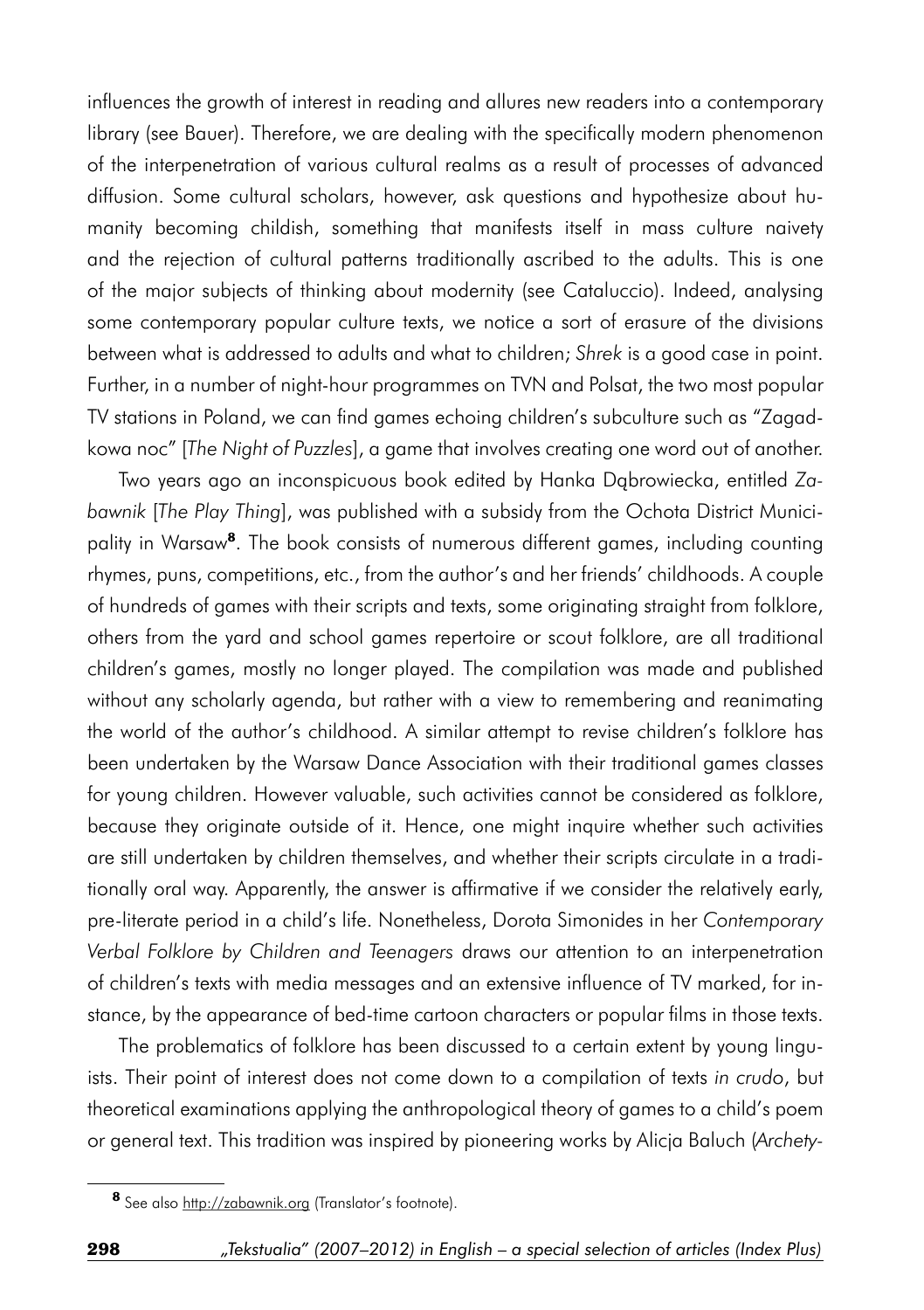influences the growth of interest in reading and allures new readers into a contemporary library (see Bauer). Therefore, we are dealing with the specifically modern phenomenon of the interpenetration of various cultural realms as a result of processes of advanced diffusion. Some cultural scholars, however, ask questions and hypothesize about humanity becoming childish, something that manifests itself in mass culture naivety and the rejection of cultural patterns traditionally ascribed to the adults. This is one of the major subjects of thinking about modernity (see Cataluccio). Indeed, analysing some contemporary popular culture texts, we notice a sort of erasure of the divisions between what is addressed to adults and what to children; *Shrek* is a good case in point. Further, in a number of night-hour programmes on TVN and Polsat, the two most popular TV stations in Poland, we can find games echoing children's subculture such as "Zagadkowa noc" [*The Night of Puzzles*], a game that involves creating one word out of another.

Two years ago an inconspicuous book edited by Hanka Dąbrowiecka, entitled *Zabawnik* [*The Play Thing*], was published with a subsidy from the Ochota District Municipality in Warsaw[8]. The book consists of numerous different games, including counting rhymes, puns, competitions, etc., from the author's and her friends' childhoods. A couple of hundreds of games with their scripts and texts, some originating straight from folklore, others from the yard and school games repertoire or scout folklore, are all traditional children's games, mostly no longer played. The compilation was made and published without any scholarly agenda, but rather with a view to remembering and reanimating the world of the author's childhood. A similar attempt to revise children's folklore has been undertaken by the Warsaw Dance Association with their traditional games classes for young children. However valuable, such activities cannot be considered as folklore, because they originate outside of it. Hence, one might inquire whether such activities are still undertaken by children themselves, and whether their scripts circulate in a traditionally oral way. Apparently, the answer is affirmative if we consider the relatively early, pre-literate period in a child's life. Nonetheless, Dorota Simonides in her *Contemporary Verbal Folklore by Children and Teenagers* draws our attention to an interpenetration of children's texts with media messages and an extensive influence of TV marked, for instance, by the appearance of bed-time cartoon characters or popular films in those texts.

The problematics of folklore has been discussed to a certain extent by young linguists. Their point of interest does not come down to a compilation of texts *in crudo*, but theoretical examinations applying the anthropological theory of games to a child's poem or general text. This tradition was inspired by pioneering works by Alicja Baluch (*Archety-*

[8] See also http://zabawnik.org (Translator's footnote).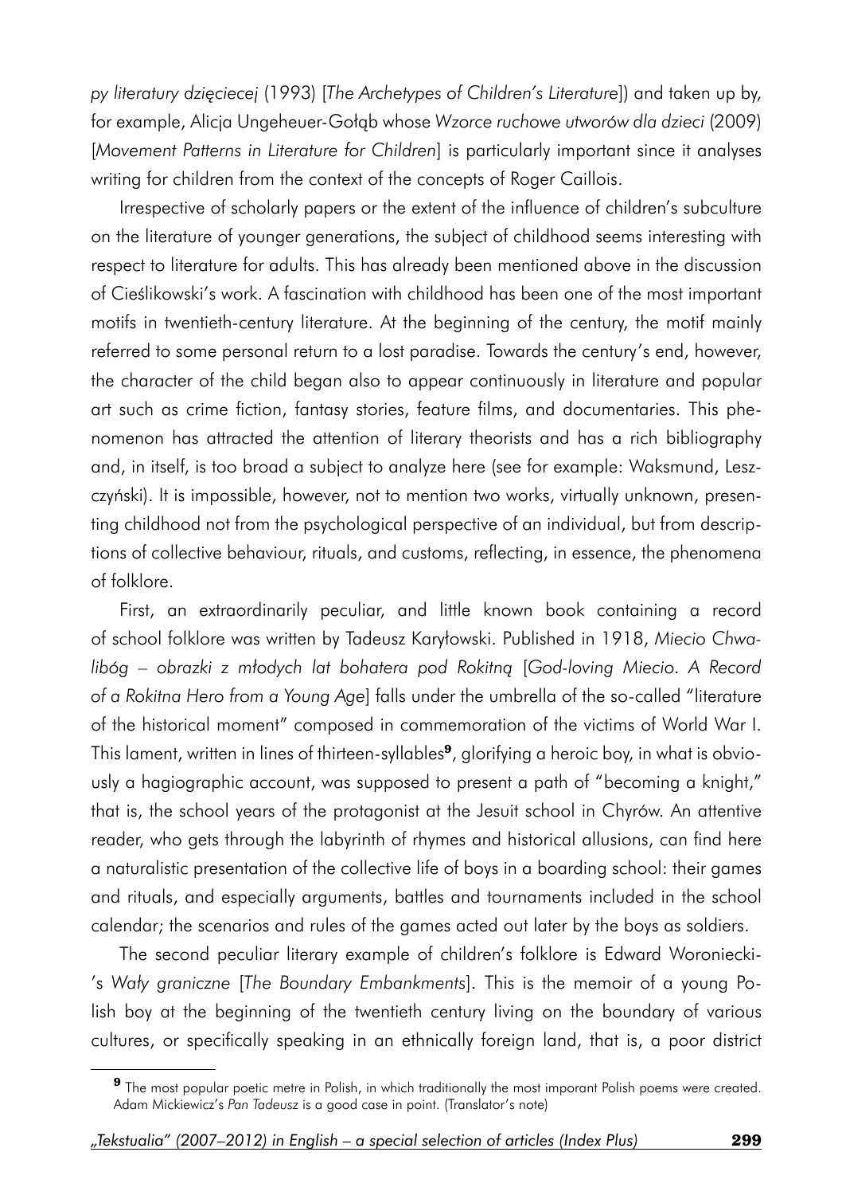*py literatury dziecięcej* (1993) [*The Archetypes of Children's Literature*]) and taken up by, for example, Alicja Ungeheuer-Gołąb whose *Wzorce ruchowe utworów dla dzieci* (2009) [*Movement Patterns in Literature for Children*] is particularly important since it analyses writing for children from the context of the concepts of Roger Caillois.

Irrespective of scholarly papers or the extent of the influence of children's subculture on the literature of younger generations, the subject of childhood seems interesting with respect to literature for adults. This has already been mentioned above in the discussion of Cieślikowski's work. A fascination with childhood has been one of the most important motifs in twentieth-century literature. At the beginning of the century, the motif mainly referred to some personal return to a lost paradise. Towards the century's end, however, the character of the child began also to appear continuously in literature and popular art such as crime fiction, fantasy stories, feature films, and documentaries. This phenomenon has attracted the attention of literary theorists and has a rich bibliography and, in itself, is too broad a subject to analyze here (see for example: Waksmund, Leszczyński). It is impossible, however, not to mention two works, virtually unknown, presenting childhood not from the psychological perspective of an individual, but from descriptions of collective behaviour, rituals, and customs, reflecting, in essence, the phenomena of folklore.

First, an extraordinarily peculiar, and little known book containing a record of school folklore was written by Tadeusz Karyłowski. Published in 1918, *Miecio Chwalibóg – obrazki z młodych lat bohatera pod Rokitną* [*God-loving Miecio. A Record of a Rokitna Hero from a Young Age*] falls under the umbrella of the so-called "literature of the historical moment" composed in commemoration of the victims of World War I. This lament, written in lines of thirteen-syllables[9], glorifying a heroic boy, in what is obviously a hagiographic account, was supposed to present a path of "becoming a knight," that is, the school years of the protagonist at the Jesuit school in Chyrów. An attentive reader, who gets through the labyrinth of rhymes and historical allusions, can find here a naturalistic presentation of the collective life of boys in a boarding school: their games and rituals, and especially arguments, battles and tournaments included in the school calendar; the scenarios and rules of the games acted out later by the boys as soldiers.

The second peculiar literary example of children's folklore is Edward Woroniecki-'s *Wały graniczne* [*The Boundary Embankments*]. This is the memoir of a young Polish boy at the beginning of the twentieth century living on the boundary of various cultures, or specifically speaking in an ethnically foreign land, that is, a poor district

---

[9] The most popular poetic metre in Polish, in which traditionally the most imporant Polish poems were created. Adam Mickiewicz's *Pan Tadeusz* is a good case in point. (Translator's note)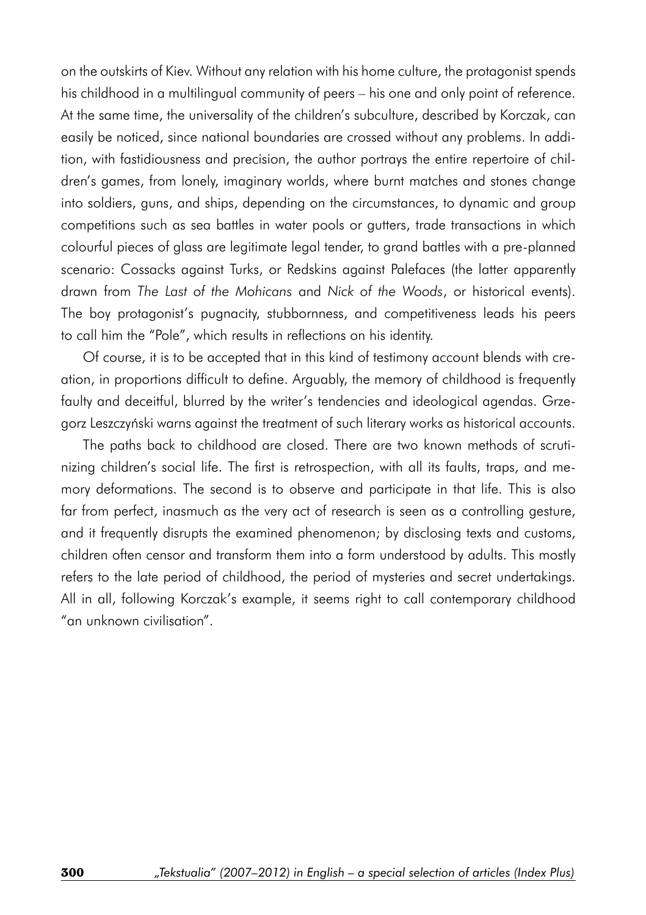on the outskirts of Kiev. Without any relation with his home culture, the protagonist spends his childhood in a multilingual community of peers – his one and only point of reference. At the same time, the universality of the children's subculture, described by Korczak, can easily be noticed, since national boundaries are crossed without any problems. In addition, with fastidiousness and precision, the author portrays the entire repertoire of children's games, from lonely, imaginary worlds, where burnt matches and stones change into soldiers, guns, and ships, depending on the circumstances, to dynamic and group competitions such as sea battles in water pools or gutters, trade transactions in which colourful pieces of glass are legitimate legal tender, to grand battles with a pre-planned scenario: Cossacks against Turks, or Redskins against Palefaces (the latter apparently drawn from *The Last of the Mohicans* and *Nick of the Woods*, or historical events). The boy protagonist's pugnacity, stubbornness, and competitiveness leads his peers to call him the "Pole", which results in reflections on his identity.

Of course, it is to be accepted that in this kind of testimony account blends with creation, in proportions difficult to define. Arguably, the memory of childhood is frequently faulty and deceitful, blurred by the writer's tendencies and ideological agendas. Grzegorz Leszczyński warns against the treatment of such literary works as historical accounts.

The paths back to childhood are closed. There are two known methods of scrutinizing children's social life. The first is retrospection, with all its faults, traps, and memory deformations. The second is to observe and participate in that life. This is also far from perfect, inasmuch as the very act of research is seen as a controlling gesture, and it frequently disrupts the examined phenomenon; by disclosing texts and customs, children often censor and transform them into a form understood by adults. This mostly refers to the late period of childhood, the period of mysteries and secret undertakings. All in all, following Korczak's example, it seems right to call contemporary childhood "an unknown civilisation".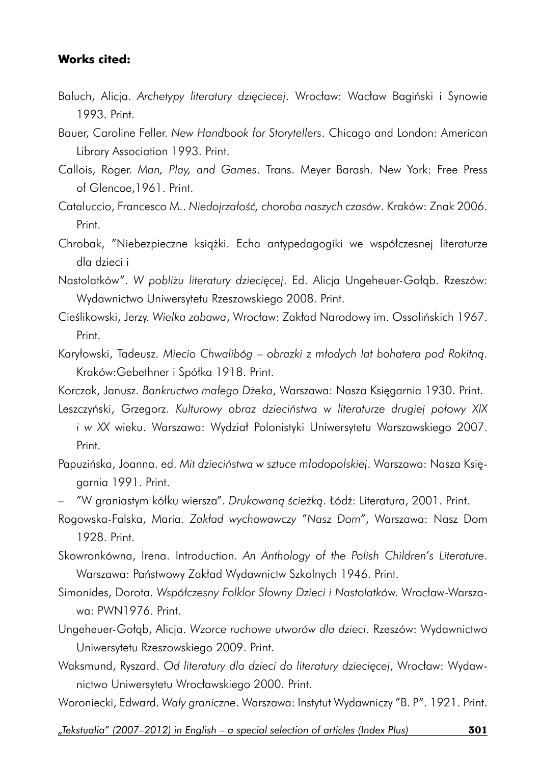**Works cited:**

Baluch, Alicja. *Archetypy literatury dzięciecej*. Wrocław: Wacław Bagiński i Synowie 1993. Print.

Bauer, Caroline Feller. *New Handbook for Storytellers*. Chicago and London: American Library Association 1993. Print.

Callois, Roger. *Man, Play, and Games*. Trans. Meyer Barash. New York: Free Press of Glencoe,1961. Print.

Cataluccio, Francesco M.. *Niedojrzałość, choroba naszych czasów*. Kraków: Znak 2006. Print.

Chrobak, "Niebezpieczne książki. Echa antypedagogiki we współczesnej literaturze dla dzieci i

Nastolatków". *W pobliżu literatury dziecięcej*. Ed. Alicja Ungeheuer-Gołąb. Rzeszów: Wydawnictwo Uniwersytetu Rzeszowskiego 2008. Print.

Cieślikowski, Jerzy. *Wielka zabawa*, Wrocław: Zakład Narodowy im. Ossolińskich 1967. Print.

Karyłowski, Tadeusz. *Miecio Chwalibóg – obrazki z młodych lat bohatera pod Rokitną*. Kraków:Gebethner i Spółka 1918. Print.

Korczak, Janusz. *Bankructwo małego Dżeka*, Warszawa: Nasza Księgarnia 1930. Print.

Leszczyński, Grzegorz. *Kulturowy obraz dzieciństwa w literaturze drugiej połowy XIX i w XX* wieku. Warszawa: Wydział Polonistyki Uniwersytetu Warszawskiego 2007. Print.

Papuzińska, Joanna. ed. *Mit dzieciństwa w sztuce młodopolskiej*. Warszawa: Nasza Księgarnia 1991. Print.

– "W graniastym kółku wiersza". *Drukowaną ścieżką*. Łódź: Literatura, 2001. Print.

Rogowska-Falska, Maria. *Zakład wychowawczy "Nasz Dom"*, Warszawa: Nasz Dom 1928. Print.

Skowronkówna, Irena. Introduction. *An Anthology of the Polish Children's Literature*. Warszawa: Państwowy Zakład Wydawnictw Szkolnych 1946. Print.

Simonides, Dorota. *Współczesny Folklor Słowny Dzieci i Nastolatków*. Wrocław-Warszawa: PWN1976. Print.

Ungeheuer-Gołąb, Alicja. *Wzorce ruchowe utworów dla dzieci*. Rzeszów: Wydawnictwo Uniwersytetu Rzeszowskiego 2009. Print.

Waksmund, Ryszard. *Od literatury dla dzieci do literatury dziecięcej*, Wrocław: Wydawnictwo Uniwersytetu Wrocławskiego 2000. Print.

Woroniecki, Edward. *Wały graniczne*. Warszawa: Instytut Wydawniczy "B. P". 1921. Print.